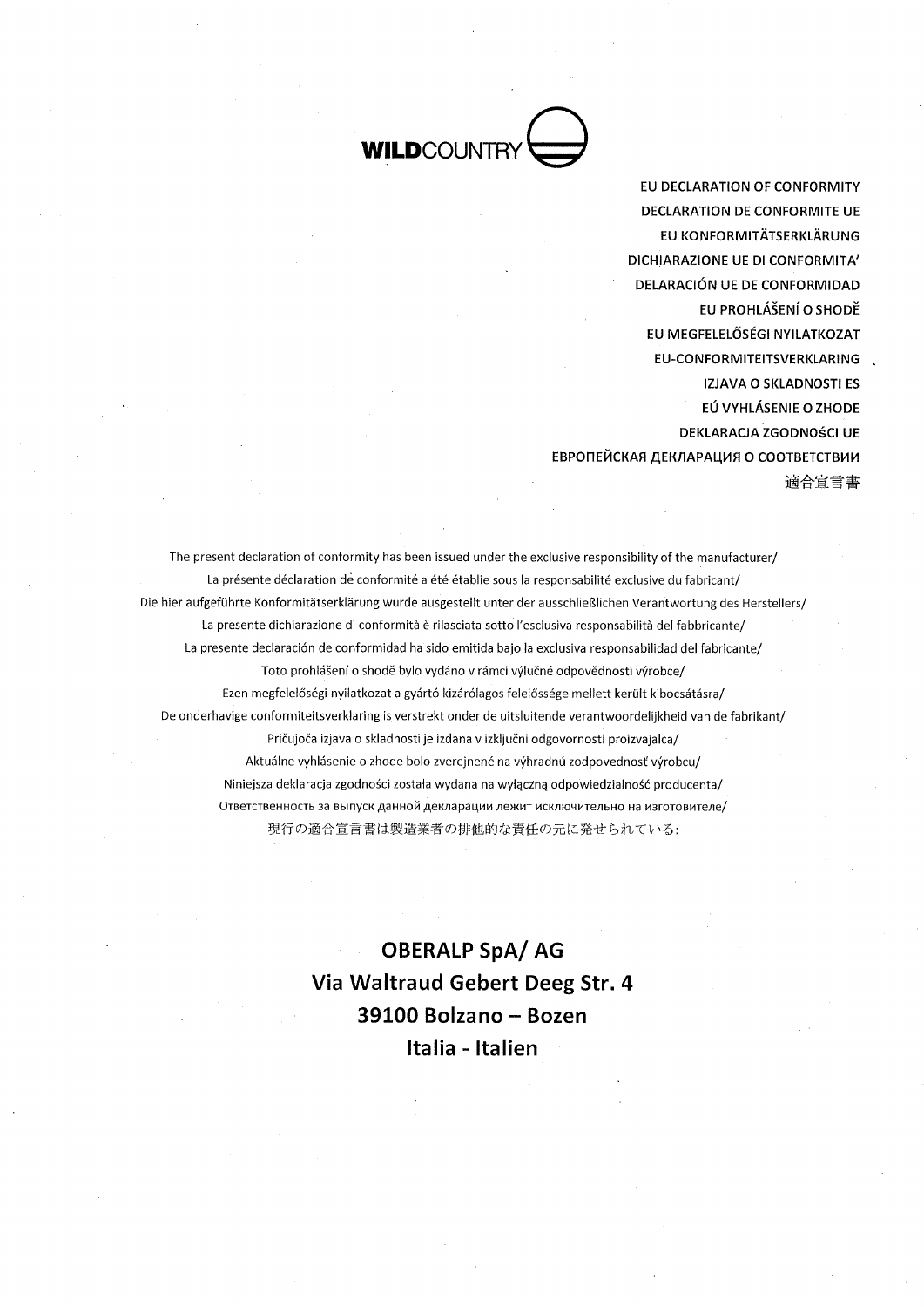**WILD**COUNTRY

EU DECLARATION OF CONFORMITY
DECLARATION DE CONFORMITE UE
EU KONFORMITÄTSERKLÄRUNG
DICHIARAZIONE UE DI CONFORMITA'
DELARACIÓN UE DE CONFORMIDAD
EU PROHLÁŠENÍ O SHODĚ
EU MEGFELELŐSÉGI NYILATKOZAT
EU-CONFORMITEITSVERKLARING
IZJAVA O SKLADNOSTI ES
EÚ VYHLÁSENIE O ZHODE
DEKLARACJA ZGODNOŚCI UE
ЕВРОПЕЙСКАЯ ДЕКЛАРАЦИЯ О СООТВЕТСТВИИ
適合宣言書

The present declaration of conformity has been issued under the exclusive responsibility of the manufacturer/
La présente déclaration de conformité a été établie sous la responsabilité exclusive du fabricant/
Die hier aufgeführte Konformitätserklärung wurde ausgestellt unter der ausschließlichen Verantwortung des Herstellers/
La presente dichiarazione di conformità è rilasciata sotto l'esclusiva responsabilità del fabbricante/
La presente declaración de conformidad ha sido emitida bajo la exclusiva responsabilidad del fabricante/
Toto prohlášení o shodě bylo vydáno v rámci výlučné odpovědnosti výrobce/
Ezen megfelelőségi nyilatkozat a gyártó kizárólagos felelőssége mellett került kibocsátásra/
De onderhavige conformiteitsverklaring is verstrekt onder de uitsluitende verantwoordelijkheid van de fabrikant/
Pričujoča izjava o skladnosti je izdana v izključni odgovornosti proizvajalca/
Aktuálne vyhlásenie o zhode bolo zverejnené na výhradnú zodpovednosť výrobcu/
Niniejsza deklaracja zgodności została wydana na wyłączną odpowiedzialność producenta/
Ответственность за выпуск данной декларации лежит исключительно на изготовителе/
現行の適合宣言書は製造業者の排他的な責任の元に発せられている:

**OBERALP SpA/ AG**
**Via Waltraud Gebert Deeg Str. 4**
**39100 Bolzano – Bozen**
**Italia - Italien**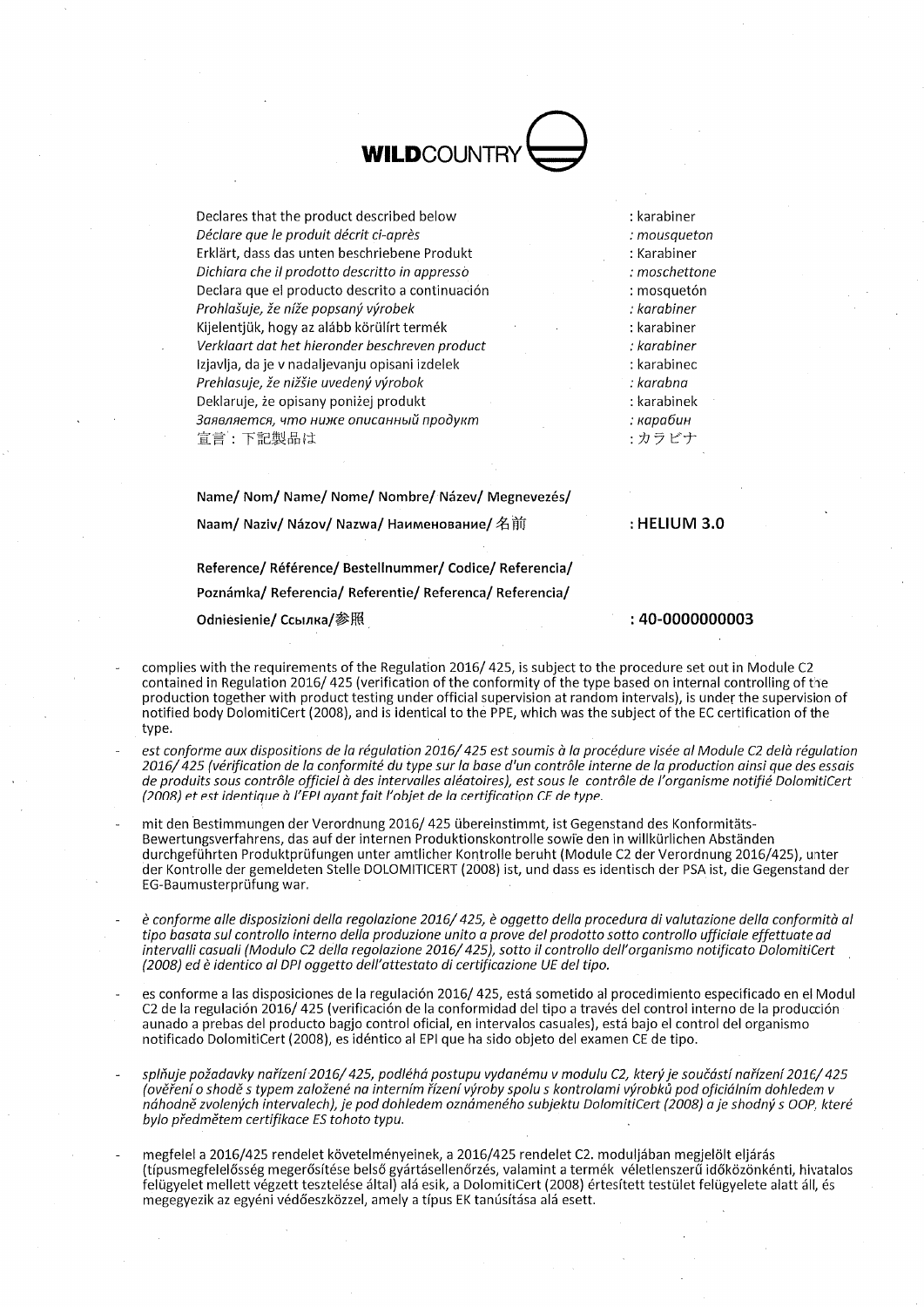**WILD**COUNTRY

| | |
|---|---|
| Declares that the product described below | : karabiner |
| *Déclare que le produit décrit ci-après* | *: mousqueton* |
| Erklärt, dass das unten beschriebene Produkt | : Karabiner |
| *Dichiara che il prodotto descritto in appresso* | *: moschettone* |
| Declara que el producto descrito a continuación | : mosquetón |
| *Prohlašuje, že níže popsaný výrobek* | *: karabiner* |
| Kijelentjük, hogy az alább körülírt termék | : karabiner |
| *Verklaart dat het hieronder beschreven product* | *: karabiner* |
| Izjavlja, da je v nadaljevanju opisani izdelek | : karabinec |
| *Prehlasuje, že nižšie uvedený výrobok* | *: karabna* |
| Deklaruje, że opisany poniżej produkt | : karabinek |
| *Заявляется, что ниже описанный продукт* | *: карабин* |
| 宣言：下記製品は | : カラビナ |

**Name/ Nom/ Name/ Nome/ Nombre/ Název/ Megnevezés/ Naam/ Naziv/ Názov/ Nazwa/ Наименование/ 名前** **: HELIUM 3.0**

**Reference/ Référence/ Bestellnummer/ Codice/ Referencia/ Poznámka/ Referencia/ Referentie/ Referenca/ Referencia/ Odniesienie/ Ссылка/参照** **: 40-0000000003**

- complies with the requirements of the Regulation 2016/ 425, is subject to the procedure set out in Module C2 contained in Regulation 2016/ 425 (verification of the conformity of the type based on internal controlling of the production together with product testing under official supervision at random intervals), is under the supervision of notified body DolomitiCert (2008), and is identical to the PPE, which was the subject of the EC certification of the type.

- *est conforme aux dispositions de la régulation 2016/ 425 est soumis à la procédure visée al Module C2 delà régulation 2016/ 425 (vérification de la conformité du type sur la base d'un contrôle interne de la production ainsi que des essais de produits sous contrôle officiel à des intervalles aléatoires), est sous le contrôle de l'organisme notifié DolomitiCert (2008) et est identique à l'EPI ayant fait l'objet de la certification CE de type.*

- mit den Bestimmungen der Verordnung 2016/ 425 übereinstimmt, ist Gegenstand des Konformitäts-Bewertungsverfahrens, das auf der internen Produktionskontrolle sowie den in willkürlichen Abständen durchgeführten Produktprüfungen unter amtlicher Kontrolle beruht (Module C2 der Verordnung 2016/425), unter der Kontrolle der gemeldeten Stelle DOLOMITICERT (2008) ist, und dass es identisch der PSA ist, die Gegenstand der EG-Baumusterprüfung war.

- *è conforme alle disposizioni della regolazione 2016/ 425, è oggetto della procedura di valutazione della conformità al tipo basata sul controllo interno della produzione unito a prove del prodotto sotto controllo ufficiale effettuate ad intervalli casuali (Modulo C2 della regolazione 2016/ 425), sotto il controllo dell'organismo notificato DolomitiCert (2008) ed è identico al DPI oggetto dell'attestato di certificazione UE del tipo.*

- es conforme a las disposiciones de la regulación 2016/ 425, está sometido al procedimiento especificado en el Modul C2 de la regulación 2016/ 425 (verificación de la conformidad del tipo a través del control interno de la producción aunado a prebas del producto bagjo control oficial, en intervalos casuales), está bajo el control del organismo notificado DolomitiCert (2008), es idéntico al EPI que ha sido objeto del examen CE de tipo.

- *splňuje požadavky nařízení 2016/ 425, podléhá postupu vydanému v modulu C2, který je součástí nařízení 2016/ 425 (ověření o shodě s typem založené na interním řízení výroby spolu s kontrolami výrobků pod oficiálním dohledem v náhodně zvolených intervalech), je pod dohledem oznámeného subjektu DolomitiCert (2008) a je shodný s OOP, které bylo předmětem certifikace ES tohoto typu.*

- megfelel a 2016/425 rendelet követelményeinek, a 2016/425 rendelet C2. moduljában megjelölt eljárás (típusmegfelelősség megerősítése belső gyártásellenőrzés, valamint a termék véletlenszerű időközönkénti, hivatalos felügyelet mellett végzett tesztelése által) alá esik, a DolomitiCert (2008) értesített testület felügyelete alatt áll, és megegyezik az egyéni védőeszközzel, amely a típus EK tanúsítása alá esett.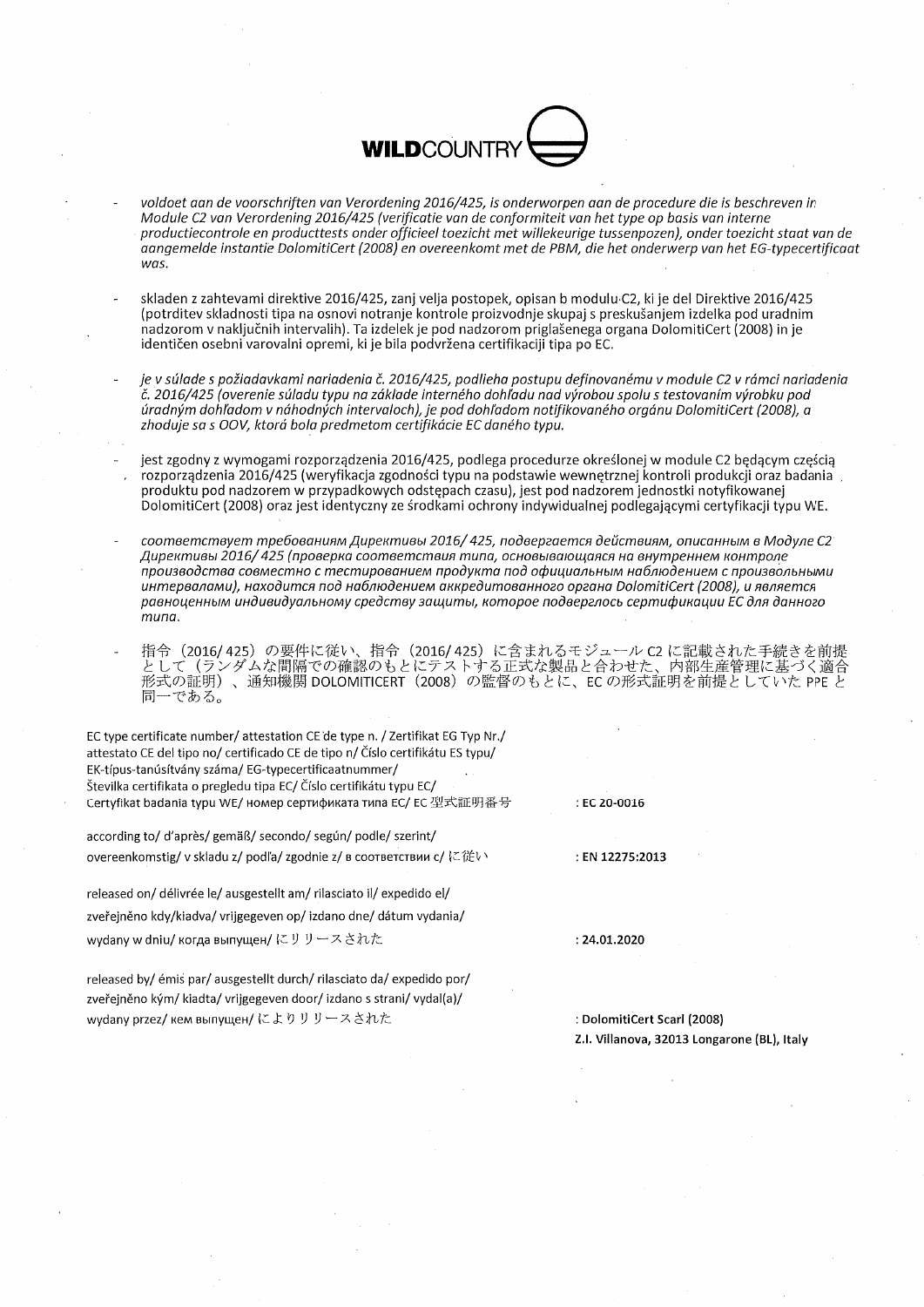**WILD**COUNTRY

- *voldoet aan de voorschriften van Verordening 2016/425, is onderworpen aan de procedure die is beschreven in Module C2 van Verordening 2016/425 (verificatie van de conformiteit van het type op basis van interne productiecontrole en producttests onder officieel toezicht met willekeurige tussenpozen), onder toezicht staat van de aangemelde instantie DolomitiCert (2008) en overeenkomt met de PBM, die het onderwerp van het EG-typecertificaat was.*

- skladen z zahtevami direktive 2016/425, zanj velja postopek, opisan b modulu C2, ki je del Direktive 2016/425 (potrditev skladnosti tipa na osnovi notranje kontrole proizvodnje skupaj s preskušanjem izdelka pod uradnim nadzorom v naključnih intervalih). Ta izdelek je pod nadzorom priglašenega organa DolomitiCert (2008) in je identičen osebni varovalni opremi, ki je bila podvržena certifikaciji tipa po EC.

- *je v súlade s požiadavkami nariadenia č. 2016/425, podlieha postupu definovanému v module C2 v rámci nariadenia č. 2016/425 (overenie súladu typu na základe interného dohľadu nad výrobou spolu s testovaním výrobku pod úradným dohľadom v náhodných intervaloch), je pod dohľadom notifikovaného orgánu DolomitiCert (2008), a zhoduje sa s OOV, ktorá bola predmetom certifikácie EC daného typu.*

- jest zgodny z wymogami rozporządzenia 2016/425, podlega procedurze określonej w module C2 będącym częścią rozporządzenia 2016/425 (weryfikacja zgodności typu na podstawie wewnętrznej kontroli produkcji oraz badania produktu pod nadzorem w przypadkowych odstępach czasu), jest pod nadzorem jednostki notyfikowanej DolomitiCert (2008) oraz jest identyczny ze środkami ochrony indywidualnej podlegającymi certyfikacji typu WE.

- *соответствует требованиям Директивы 2016/ 425, подвергается действиям, описанным в Модуле C2 Директивы 2016/ 425 (проверка соответствия типа, основывающаяся на внутреннем контроле производства совместно с тестированием продукта под официальным наблюдением с произвольными интервалами), находится под наблюдением аккредитованного органа DolomitiCert (2008), и является равноценным индивидуальному средству защиты, которое подверглось сертификации EC для данного типа.*

- 指令（2016/ 425）の要件に従い、指令（2016/ 425）に含まれるモジュール C2 に記載された手続きを前提として（ランダムな間隔での確認のもとにテストする正式な製品と合わせた、内部生産管理に基づく適合形式の証明）、通知機関 DOLOMITICERT（2008）の監督のもとに、EC の形式証明を前提としていた PPE と同一である。

EC type certificate number/ attestation CE de type n. / Zertifikat EG Typ Nr./ attestato CE del tipo no/ certificado CE de tipo n/ Číslo certifikátu ES typu/ EK-típus-tanúsítvány száma/ EG-typecertificaatnummer/ Števílka certifikata o pregledu tipa EC/ Číslo certifikátu typu EC/ Certyfikat badania typu WE/ номер сертификата типа EC/ EC 型式証明番号 : EC 20-0016

according to/ d'après/ gemäß/ secondo/ según/ podle/ szerint/ overeenkomstig/ v skladu z/ podľa/ zgodnie z/ в соответствии с/ に従い : EN 12275:2013

released on/ délivrée le/ ausgestellt am/ rilasciato il/ expedido el/ zveřejněno kdy/kiadva/ vrijgegeven op/ izdano dne/ dátum vydania/ wydany w dniu/ когда выпущен/ にリリースされた : 24.01.2020

released by/ émis par/ ausgestellt durch/ rilasciato da/ expedido por/ zveřejněno kým/ kiadta/ vrijgegeven door/ izdano s strani/ vydal(a)/ wydany przez/ кем выпущен/ によりリリースされた : DolomitiCert Scarl (2008)
Z.I. Villanova, 32013 Longarone (BL), Italy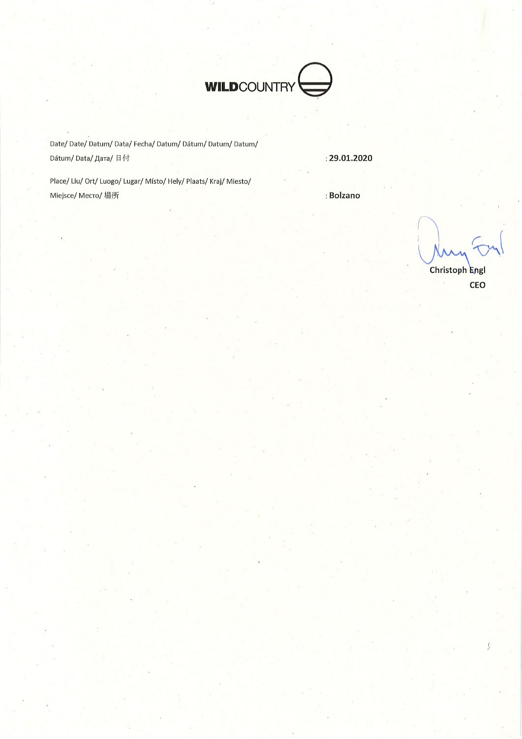**WILD**COUNTRY

| | |
|---|---|
| Date/ Date/ Datum/ Data/ Fecha/ Datum/ Dátum/ Datum/ Datum/ Dátum/ Data/ Дата/ 日付 | : **29.01.2020** |
| Place/ Liu/ Ort/ Luogo/ Lugar/ Místo/ Hely/ Plaats/ Kraj/ Miesto/ Miejsce/ Место/ 場所 | : **Bolzano** |

**Christoph Engl**
**CEO**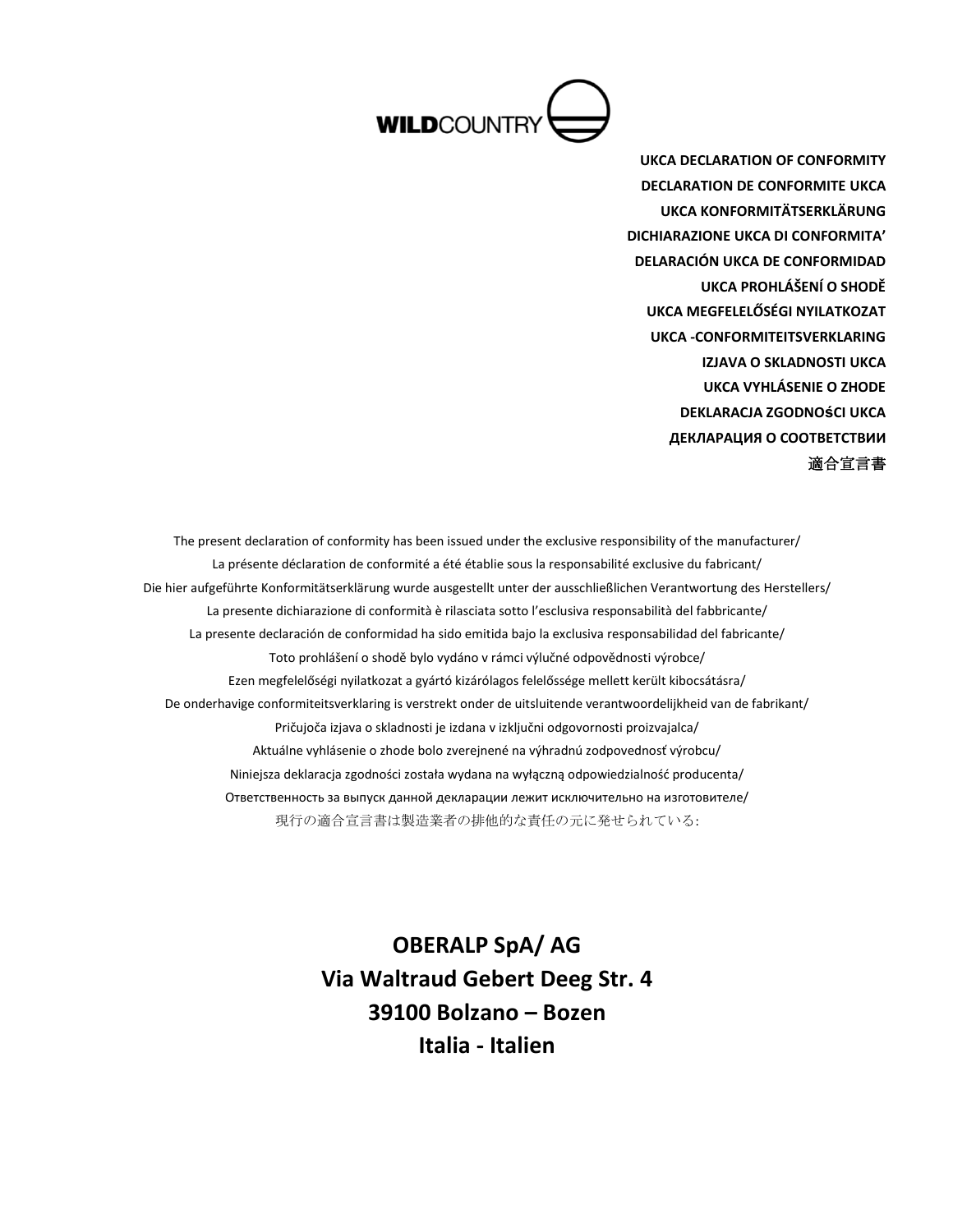**WILDCOUNTRY**

**UKCA DECLARATION OF CONFORMITY**
**DECLARATION DE CONFORMITE UKCA**
**UKCA KONFORMITÄTSERKLÄRUNG**
**DICHIARAZIONE UKCA DI CONFORMITA'**
**DELARACIÓN UKCA DE CONFORMIDAD**
**UKCA PROHLÁŠENÍ O SHODĚ**
**UKCA MEGFELELŐSÉGI NYILATKOZAT**
**UKCA -CONFORMITEITSVERKLARING**
**IZJAVA O SKLADNOSTI UKCA**
**UKCA VYHLÁSENIE O ZHODE**
**DEKLARACJA ZGODNOŚCI UKCA**
**ДЕКЛАРАЦИЯ О СООТВЕТСТВИИ**
**適合宣言書**

The present declaration of conformity has been issued under the exclusive responsibility of the manufacturer/
La présente déclaration de conformité a été établie sous la responsabilité exclusive du fabricant/
Die hier aufgeführte Konformitätserklärung wurde ausgestellt unter der ausschließlichen Verantwortung des Herstellers/
La presente dichiarazione di conformità è rilasciata sotto l'esclusiva responsabilità del fabbricante/
La presente declaración de conformidad ha sido emitida bajo la exclusiva responsabilidad del fabricante/
Toto prohlášení o shodě bylo vydáno v rámci výlučné odpovědnosti výrobce/
Ezen megfelelőségi nyilatkozat a gyártó kizárólagos felelőssége mellett került kibocsátásra/
De onderhavige conformiteitsverklaring is verstrekt onder de uitsluitende verantwoordelijkheid van de fabrikant/
Pričujoča izjava o skladnosti je izdana v izključni odgovornosti proizvajalca/
Aktuálne vyhlásenie o zhode bolo zverejnené na výhradnú zodpovednosť výrobcu/
Niniejsza deklaracja zgodności została wydana na wyłączną odpowiedzialność producenta/
Ответственность за выпуск данной декларации лежит исключительно на изготовителе/
現行の適合宣言書は製造業者の排他的な責任の元に発せられている:

**OBERALP SpA/ AG**
**Via Waltraud Gebert Deeg Str. 4**
**39100 Bolzano – Bozen**
**Italia - Italien**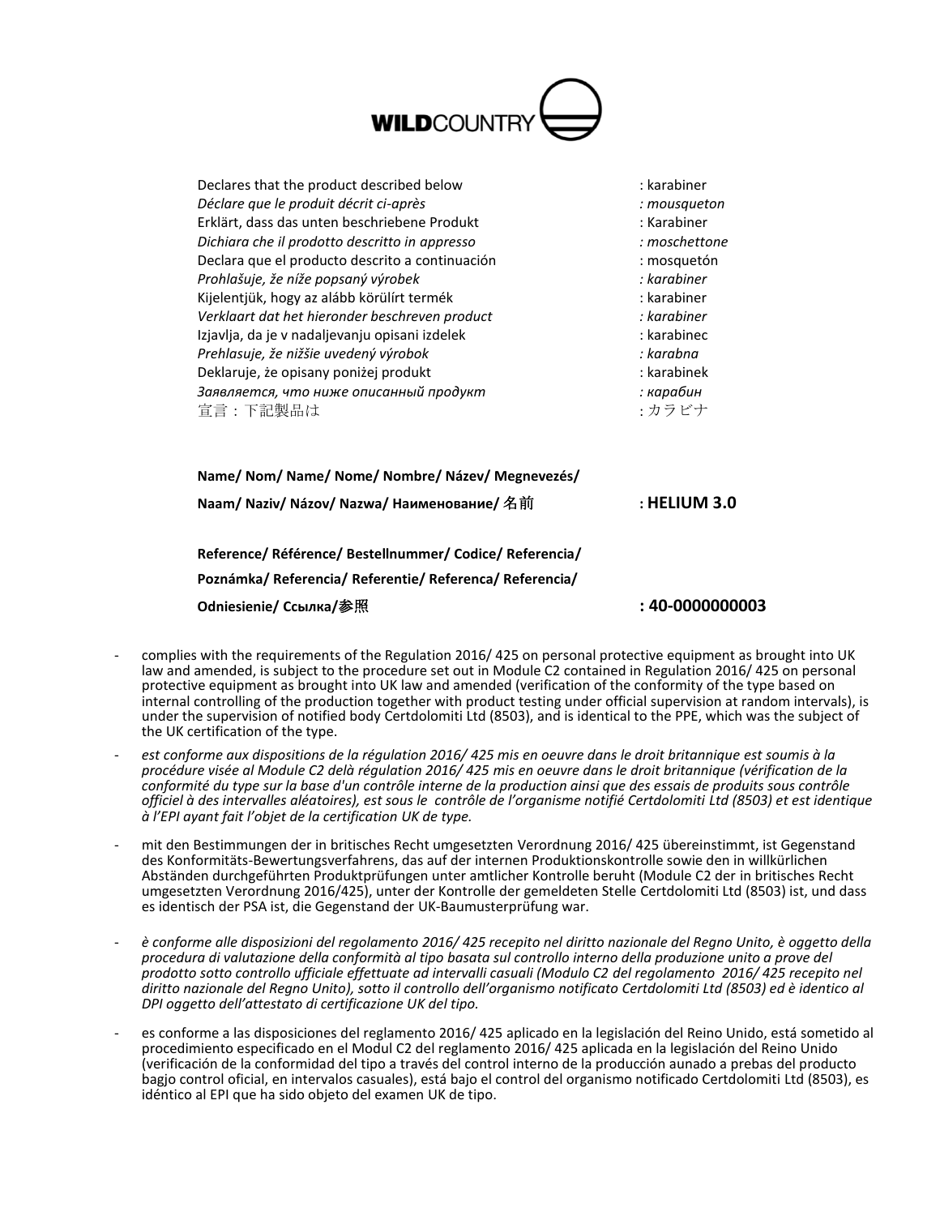**WILD**COUNTRY

| | |
|---|---|
| Declares that the product described below | : karabiner |
| *Déclare que le produit décrit ci-après* | *: mousqueton* |
| Erklärt, dass das unten beschriebene Produkt | : Karabiner |
| *Dichiara che il prodotto descritto in appresso* | *: moschettone* |
| Declara que el producto descrito a continuación | : mosquetón |
| *Prohlašuje, že níže popsaný výrobek* | *: karabiner* |
| Kijelentjük, hogy az alább körülírt termék | : karabiner |
| *Verklaart dat het hieronder beschreven product* | *: karabiner* |
| Izjavlja, da je v nadaljevanju opisani izdelek | : karabinec |
| *Prehlasuje, že nižšie uvedený výrobok* | *: karabna* |
| Deklaruje, że opisany poniżej produkt | : karabinek |
| *Заявляется, что ниже описанный продукт* | *: карабин* |
| 宣言：下記製品は | : カラビナ |

**Name/ Nom/ Name/ Nome/ Nombre/ Název/ Megnevezés/ Naam/ Naziv/ Názov/ Nazwa/ Наименование/ 名前** **: HELIUM 3.0**

**Reference/ Référence/ Bestellnummer/ Codice/ Referencia/ Poznámka/ Referencia/ Referentie/ Referenca/ Referencia/ Odniesienie/ Ссылка/参照** **: 40-0000000003**

- complies with the requirements of the Regulation 2016/ 425 on personal protective equipment as brought into UK law and amended, is subject to the procedure set out in Module C2 contained in Regulation 2016/ 425 on personal protective equipment as brought into UK law and amended (verification of the conformity of the type based on internal controlling of the production together with product testing under official supervision at random intervals), is under the supervision of notified body Certdolomiti Ltd (8503), and is identical to the PPE, which was the subject of the UK certification of the type.
- *est conforme aux dispositions de la régulation 2016/ 425 mis en oeuvre dans le droit britannique est soumis à la procédure visée al Module C2 delà régulation 2016/ 425 mis en oeuvre dans le droit britannique (vérification de la conformité du type sur la base d'un contrôle interne de la production ainsi que des essais de produits sous contrôle officiel à des intervalles aléatoires), est sous le contrôle de l'organisme notifié Certdolomiti Ltd (8503) et est identique à l'EPI ayant fait l'objet de la certification UK de type.*
- mit den Bestimmungen der in britisches Recht umgesetzten Verordnung 2016/ 425 übereinstimmt, ist Gegenstand des Konformitäts-Bewertungsverfahrens, das auf der internen Produktionskontrolle sowie den in willkürlichen Abständen durchgeführten Produktprüfungen unter amtlicher Kontrolle beruht (Module C2 der in britisches Recht umgesetzten Verordnung 2016/425), unter der Kontrolle der gemeldeten Stelle Certdolomiti Ltd (8503) ist, und dass es identisch der PSA ist, die Gegenstand der UK-Baumusterprüfung war.
- *è conforme alle disposizioni del regolamento 2016/ 425 recepito nel diritto nazionale del Regno Unito, è oggetto della procedura di valutazione della conformità al tipo basata sul controllo interno della produzione unito a prove del prodotto sotto controllo ufficiale effettuate ad intervalli casuali (Modulo C2 del regolamento 2016/ 425 recepito nel diritto nazionale del Regno Unito), sotto il controllo dell'organismo notificato Certdolomiti Ltd (8503) ed è identico al DPI oggetto dell'attestato di certificazione UK del tipo.*
- es conforme a las disposiciones del reglamento 2016/ 425 aplicado en la legislación del Reino Unido, está sometido al procedimiento especificado en el Modul C2 del reglamento 2016/ 425 aplicada en la legislación del Reino Unido (verificación de la conformidad del tipo a través del control interno de la producción aunado a prebas del producto bagjo control oficial, en intervalos casuales), está bajo el control del organismo notificado Certdolomiti Ltd (8503), es idéntico al EPI que ha sido objeto del examen UK de tipo.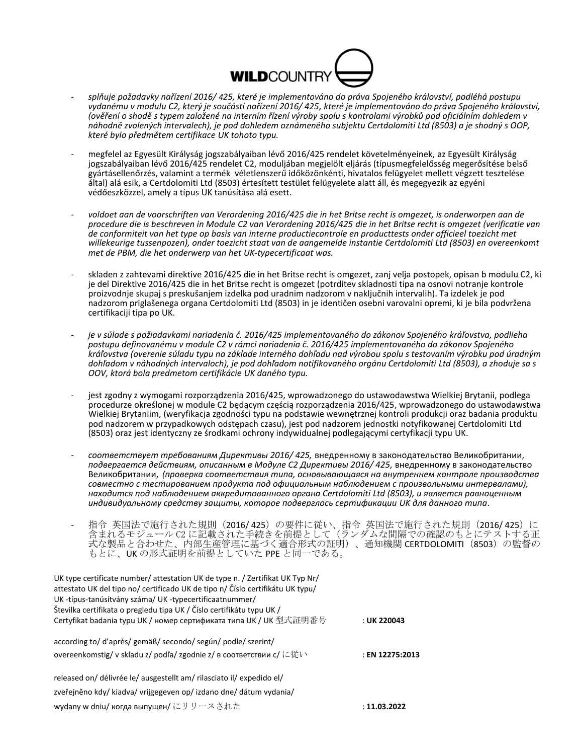WILDCOUNTRY

- *splňuje požadavky nařízení 2016/ 425, které je implementováno do práva Spojeného království, podléhá postupu vydanému v modulu C2, který je součástí nařízení 2016/ 425, které je implementováno do práva Spojeného království, (ověření o shodě s typem založené na interním řízení výroby spolu s kontrolami výrobků pod oficiálním dohledem v náhodně zvolených intervalech), je pod dohledem oznámeného subjektu Certdolomiti Ltd (8503) a je shodný s OOP, které bylo předmětem certifikace UK tohoto typu.*

- megfelel az Egyesült Királyság jogszabályaiban lévő 2016/425 rendelet követelményeinek, az Egyesült Királyság jogszabályaiban lévő 2016/425 rendelet C2, moduljában megjelölt eljárás (típusmegfelelősség megerősítése belső gyártásellenőrzés, valamint a termék véletlenszerű időközönkénti, hivatalos felügyelet mellett végzett tesztelése által) alá esik, a Certdolomiti Ltd (8503) értesített testület felügyelete alatt áll, és megegyezik az egyéni védőeszközzel, amely a típus UK tanúsítása alá esett.

- *voldoet aan de voorschriften van Verordening 2016/425 die in het Britse recht is omgezet, is onderworpen aan de procedure die is beschreven in Module C2 van Verordening 2016/425 die in het Britse recht is omgezet (verificatie van de conformiteit van het type op basis van interne productiecontrole en producttests onder officieel toezicht met willekeurige tussenpozen), onder toezicht staat van de aangemelde instantie Certdolomiti Ltd (8503) en overeenkomt met de PBM, die het onderwerp van het UK-typecertificaat was.*

- skladen z zahtevami direktive 2016/425 die in het Britse recht is omgezet, zanj velja postopek, opisan b modulu C2, ki je del Direktive 2016/425 die in het Britse recht is omgezet (potrditev skladnosti tipa na osnovi notranje kontrole proizvodnje skupaj s preskušanjem izdelka pod uradnim nadzorom v naključnih intervalih). Ta izdelek je pod nadzorom priglašenega organa Certdolomiti Ltd (8503) in je identičen osebni varovalni opremi, ki je bila podvržena certifikaciji tipa po UK.

- *je v súlade s požiadavkami nariadenia č. 2016/425 implementovaného do zákonov Spojeného kráľovstva, podlieha postupu definovanému v module C2 v rámci nariadenia č. 2016/425 implementovaného do zákonov Spojeného kráľovstva (overenie súladu typu na základe interného dohľadu nad výrobou spolu s testovaním výrobku pod úradným dohľadom v náhodných intervaloch), je pod dohľadom notifikovaného orgánu Certdolomiti Ltd (8503), a zhoduje sa s OOV, ktorá bola predmetom certifikácie UK daného typu.*

- jest zgodny z wymogami rozporządzenia 2016/425, wprowadzonego do ustawodawstwa Wielkiej Brytanii, podlega procedurze określonej w module C2 będącym częścią rozporządzenia 2016/425, wprowadzonego do ustawodawstwa Wielkiej Brytaniim, (weryfikacja zgodności typu na podstawie wewnętrznej kontroli produkcji oraz badania produktu pod nadzorem w przypadkowych odstępach czasu), jest pod nadzorem jednostki notyfikowanej Certdolomiti Ltd (8503) oraz jest identyczny ze środkami ochrony indywidualnej podlegającymi certyfikacji typu UK.

- *соответствует требованиям Директивы 2016/ 425,* внедренному в законодательство Великобритании, *подвергается действиям, описанным в Модуле C2 Директивы 2016/ 425,* внедренному в законодательство Великобритании, *(проверка соответствия типа, основывающаяся на внутреннем контроле производства совместно с тестированием продукта под официальным наблюдением с произвольными интервалами), находится под наблюдением аккредитованного органа Certdolomiti Ltd (8503), и является равноценным индивидуальному средству защиты, которое подверглось сертификации UK для данного типа*.

- 指令 英国法で施行された規則（2016/ 425）の要件に従い、指令 英国法で施行された規則（2016/ 425）に含まれるモジュール C2 に記載された手続きを前提として（ランダムな間隔での確認のもとにテストする正式な製品と合わせた、内部生産管理に基づく適合形式の証明）、通知機関 CERTDOLOMITI（8503）の監督のもとに、UK の形式証明を前提としていた PPE と同一である。

UK type certificate number/ attestation UK de type n. / Zertifikat UK Typ Nr/ attestato UK del tipo no/ certificado UK de tipo n/ Číslo certifikátu UK typu/ UK -típus-tanúsítvány száma/ UK -typecertificaatnummer/ Številka certifikata o pregledu tipa UK / Číslo certifikátu typu UK / Certyfikat badania typu UK / номер сертификата типа UK / UK 型式証明番号 : **UK 220043**

according to/ d'après/ gemäß/ secondo/ según/ podle/ szerint/ overeenkomstig/ v skladu z/ podľa/ zgodnie z/ в соответствии с/ に従い : **EN 12275:2013**

released on/ délivrée le/ ausgestellt am/ rilasciato il/ expedido el/ zveřejněno kdy/ kiadva/ vrijgegeven op/ izdano dne/ dátum vydania/ wydany w dniu/ когда выпущен/ にリリースされた : **11.03.2022**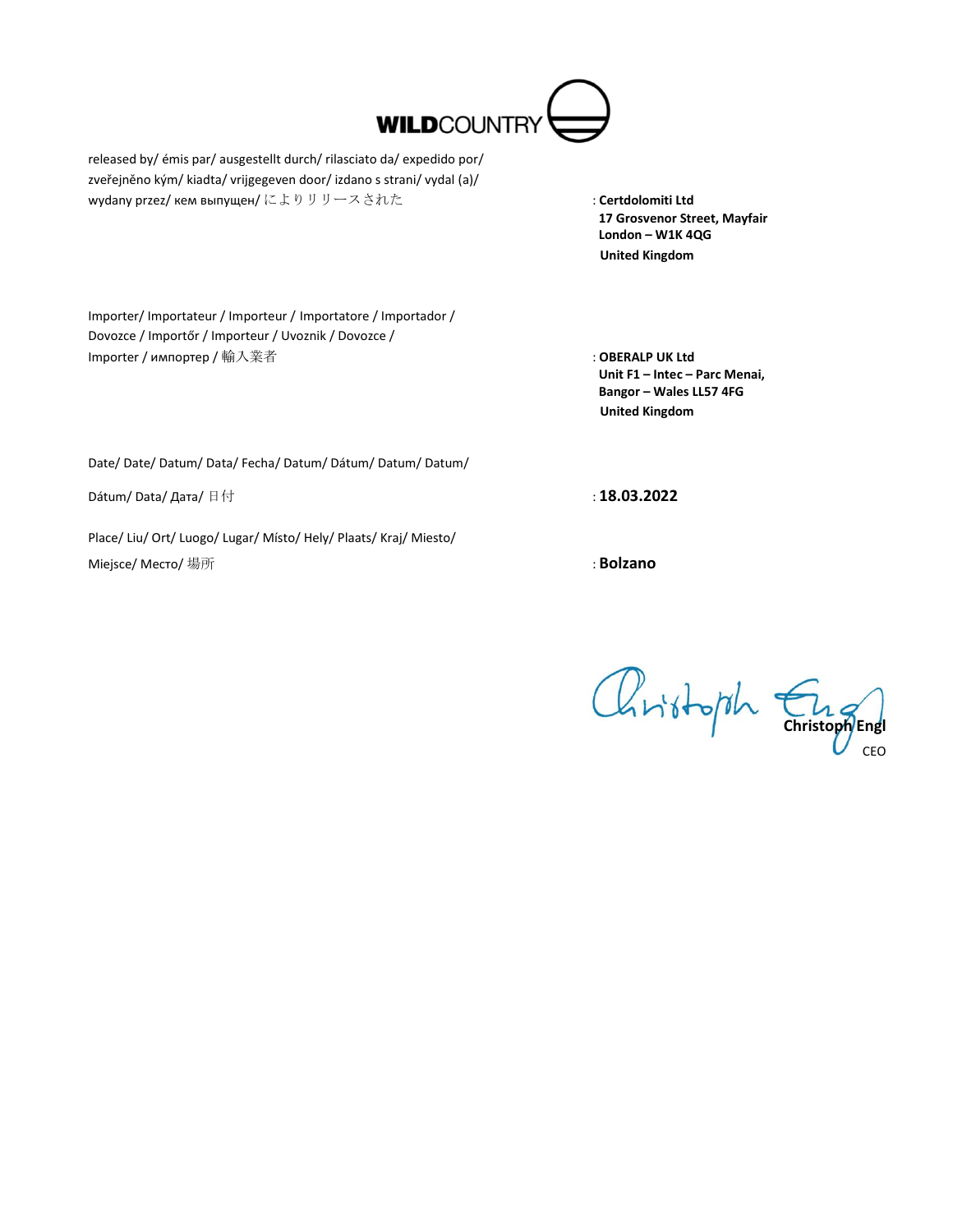WILDCOUNTRY

released by/ émis par/ ausgestellt durch/ rilasciato da/ expedido por/ zveřejněno kým/ kiadta/ vrijgegeven door/ izdano s strani/ vydal (a)/ wydany przez/ кем выпущен/ によりリリースされた : **Certdolomiti Ltd**
**17 Grosvenor Street, Mayfair**
**London – W1K 4QG**
**United Kingdom**

Importer/ Importateur / Importeur / Importatore / Importador / Dovozce / Importőr / Importeur / Uvoznik / Dovozce / Importer / импортер / 輸入業者 : **OBERALP UK Ltd**
**Unit F1 – Intec – Parc Menai,**
**Bangor – Wales LL57 4FG**
**United Kingdom**

Date/ Date/ Datum/ Data/ Fecha/ Datum/ Dátum/ Datum/ Datum/ Dátum/ Data/ Дата/ 日付 : **18.03.2022**

Place/ Liu/ Ort/ Luogo/ Lugar/ Místo/ Hely/ Plaats/ Kraj/ Miesto/ Miejsce/ Место/ 場所 : **Bolzano**

**Christoph Engl**
CEO